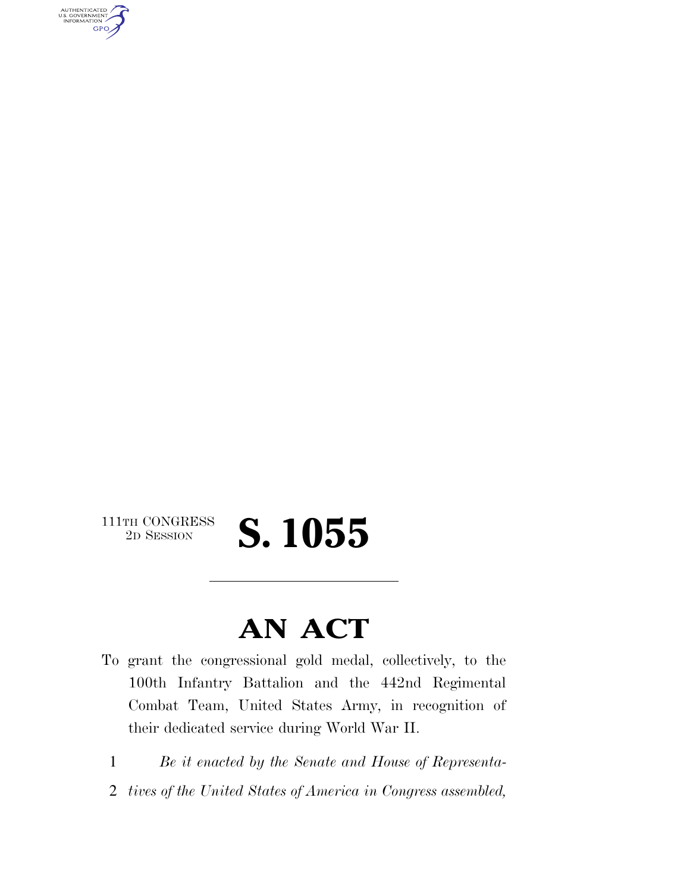111TH CONGRESS
2D SESSION

# S. 1055

---

# AN ACT

To grant the congressional gold medal, collectively, to the 100th Infantry Battalion and the 442nd Regimental Combat Team, United States Army, in recognition of their dedicated service during World War II.

1 *Be it enacted by the Senate and House of Representa-*
2 *tives of the United States of America in Congress assembled,*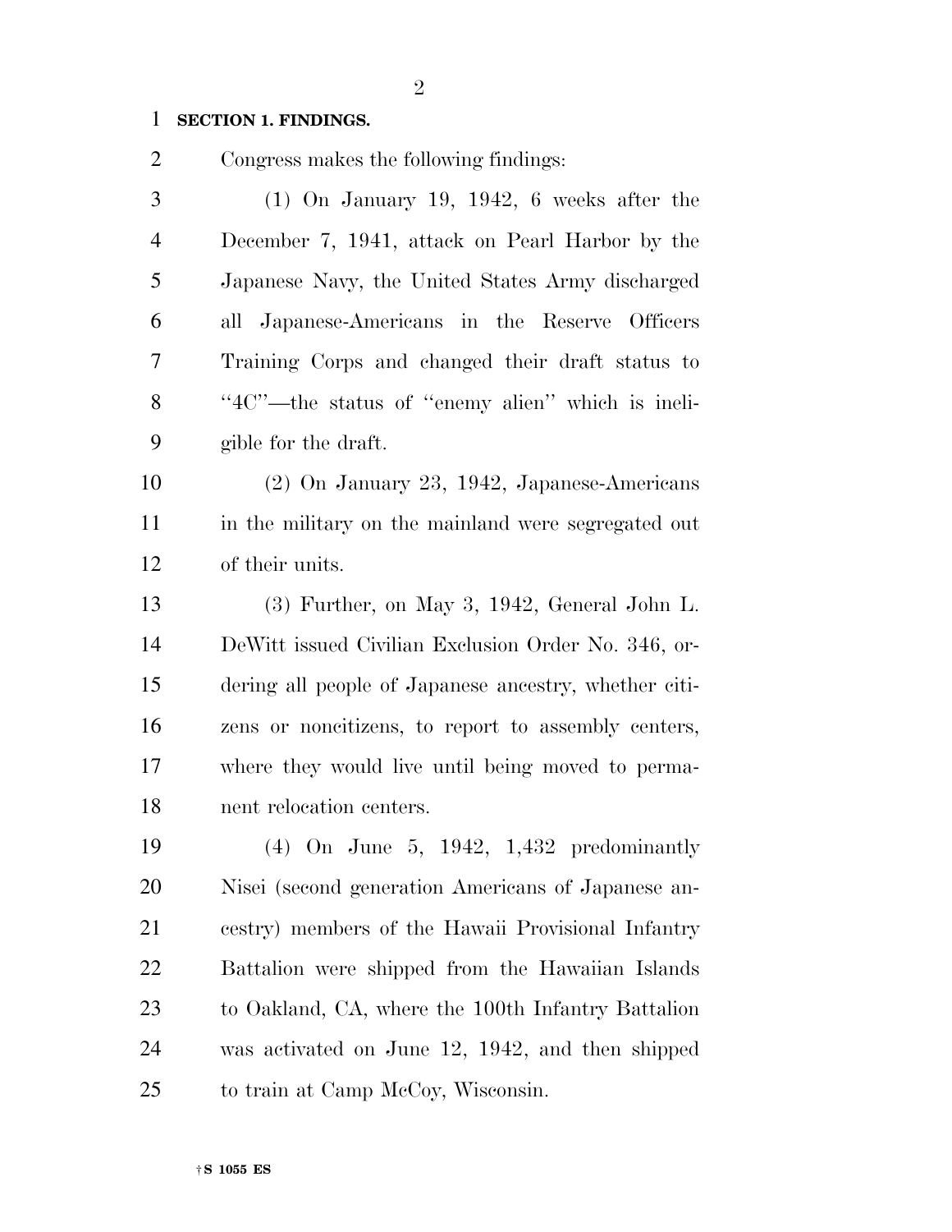**SECTION 1. FINDINGS.**

Congress makes the following findings:

(1) On January 19, 1942, 6 weeks after the December 7, 1941, attack on Pearl Harbor by the Japanese Navy, the United States Army discharged all Japanese-Americans in the Reserve Officers Training Corps and changed their draft status to ''4C''—the status of ''enemy alien'' which is ineligible for the draft.

(2) On January 23, 1942, Japanese-Americans in the military on the mainland were segregated out of their units.

(3) Further, on May 3, 1942, General John L. DeWitt issued Civilian Exclusion Order No. 346, ordering all people of Japanese ancestry, whether citizens or noncitizens, to report to assembly centers, where they would live until being moved to permanent relocation centers.

(4) On June 5, 1942, 1,432 predominantly Nisei (second generation Americans of Japanese ancestry) members of the Hawaii Provisional Infantry Battalion were shipped from the Hawaiian Islands to Oakland, CA, where the 100th Infantry Battalion was activated on June 12, 1942, and then shipped to train at Camp McCoy, Wisconsin.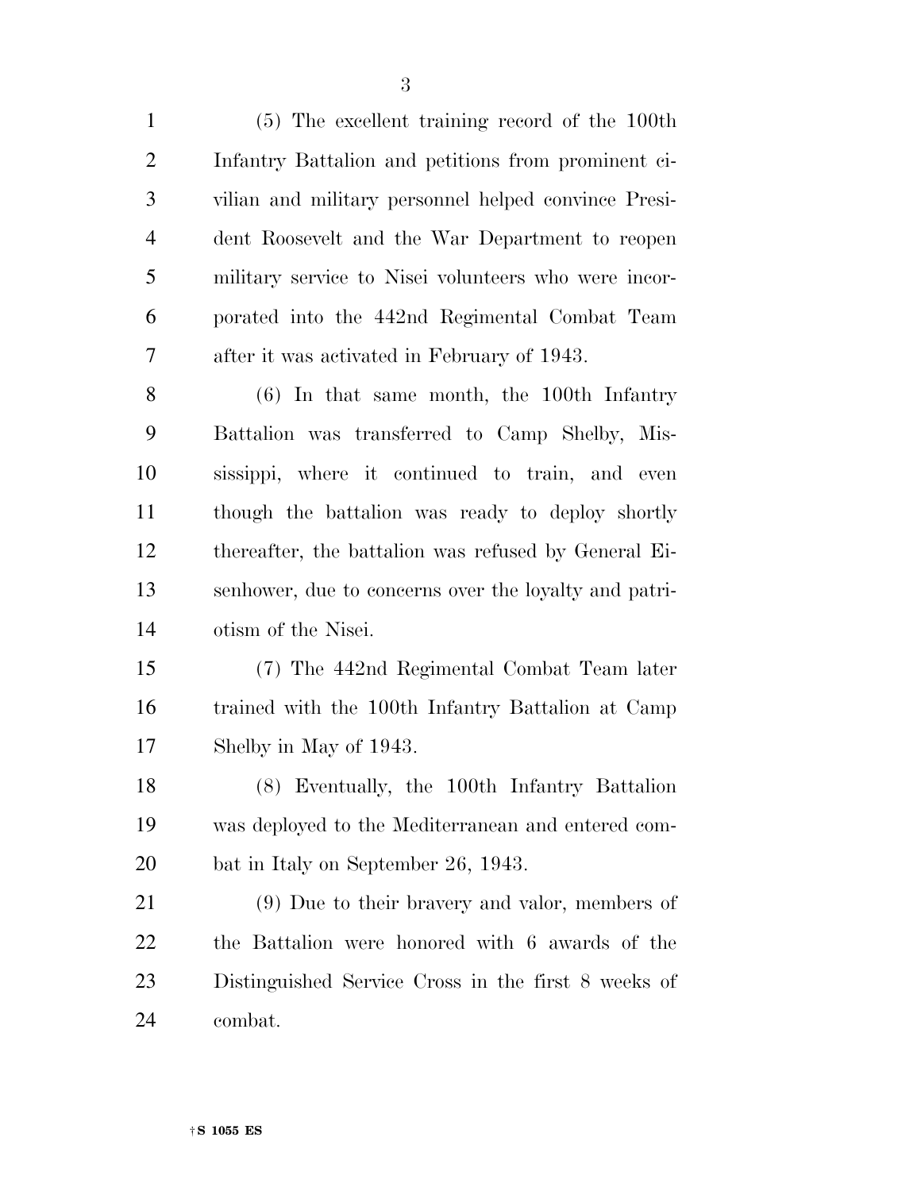(5) The excellent training record of the 100th Infantry Battalion and petitions from prominent civilian and military personnel helped convince President Roosevelt and the War Department to reopen military service to Nisei volunteers who were incorporated into the 442nd Regimental Combat Team after it was activated in February of 1943.

(6) In that same month, the 100th Infantry Battalion was transferred to Camp Shelby, Mississippi, where it continued to train, and even though the battalion was ready to deploy shortly thereafter, the battalion was refused by General Eisenhower, due to concerns over the loyalty and patriotism of the Nisei.

(7) The 442nd Regimental Combat Team later trained with the 100th Infantry Battalion at Camp Shelby in May of 1943.

(8) Eventually, the 100th Infantry Battalion was deployed to the Mediterranean and entered combat in Italy on September 26, 1943.

(9) Due to their bravery and valor, members of the Battalion were honored with 6 awards of the Distinguished Service Cross in the first 8 weeks of combat.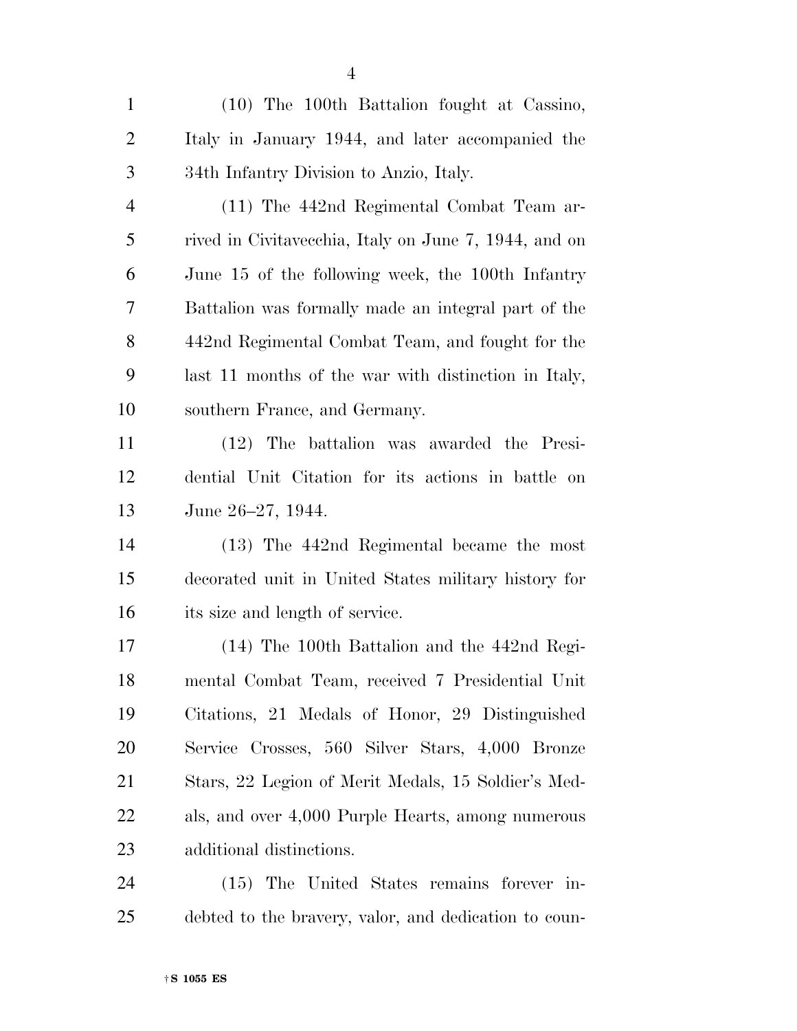(10) The 100th Battalion fought at Cassino, Italy in January 1944, and later accompanied the 34th Infantry Division to Anzio, Italy.

(11) The 442nd Regimental Combat Team arrived in Civitavecchia, Italy on June 7, 1944, and on June 15 of the following week, the 100th Infantry Battalion was formally made an integral part of the 442nd Regimental Combat Team, and fought for the last 11 months of the war with distinction in Italy, southern France, and Germany.

(12) The battalion was awarded the Presidential Unit Citation for its actions in battle on June 26–27, 1944.

(13) The 442nd Regimental became the most decorated unit in United States military history for its size and length of service.

(14) The 100th Battalion and the 442nd Regimental Combat Team, received 7 Presidential Unit Citations, 21 Medals of Honor, 29 Distinguished Service Crosses, 560 Silver Stars, 4,000 Bronze Stars, 22 Legion of Merit Medals, 15 Soldier's Medals, and over 4,000 Purple Hearts, among numerous additional distinctions.

(15) The United States remains forever indebted to the bravery, valor, and dedication to coun-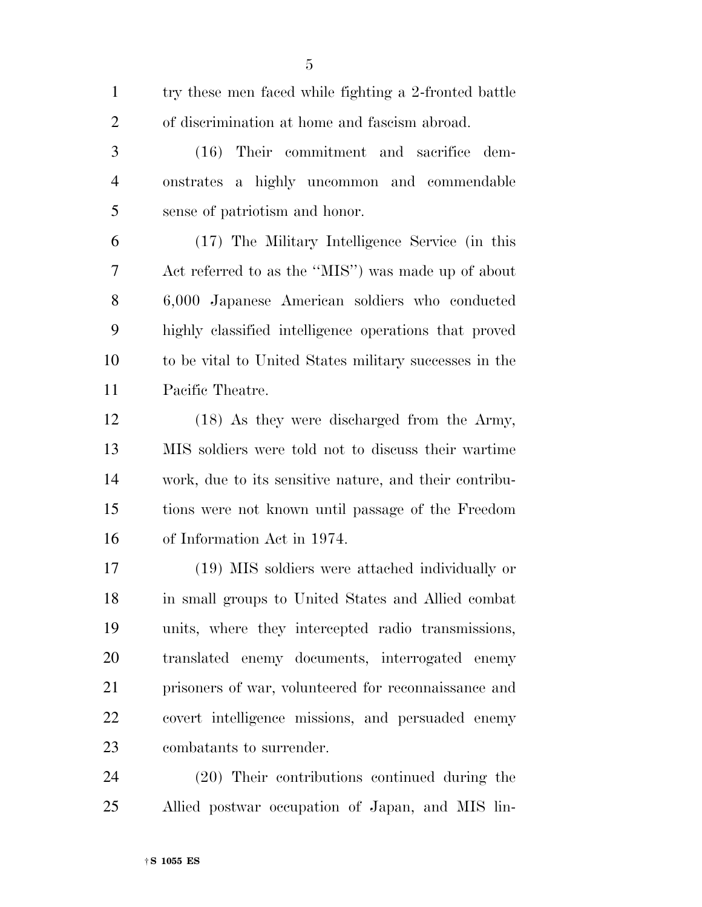try these men faced while fighting a 2-fronted battle of discrimination at home and fascism abroad.

(16) Their commitment and sacrifice demonstrates a highly uncommon and commendable sense of patriotism and honor.

(17) The Military Intelligence Service (in this Act referred to as the ''MIS'') was made up of about 6,000 Japanese American soldiers who conducted highly classified intelligence operations that proved to be vital to United States military successes in the Pacific Theatre.

(18) As they were discharged from the Army, MIS soldiers were told not to discuss their wartime work, due to its sensitive nature, and their contributions were not known until passage of the Freedom of Information Act in 1974.

(19) MIS soldiers were attached individually or in small groups to United States and Allied combat units, where they intercepted radio transmissions, translated enemy documents, interrogated enemy prisoners of war, volunteered for reconnaissance and covert intelligence missions, and persuaded enemy combatants to surrender.

(20) Their contributions continued during the Allied postwar occupation of Japan, and MIS lin-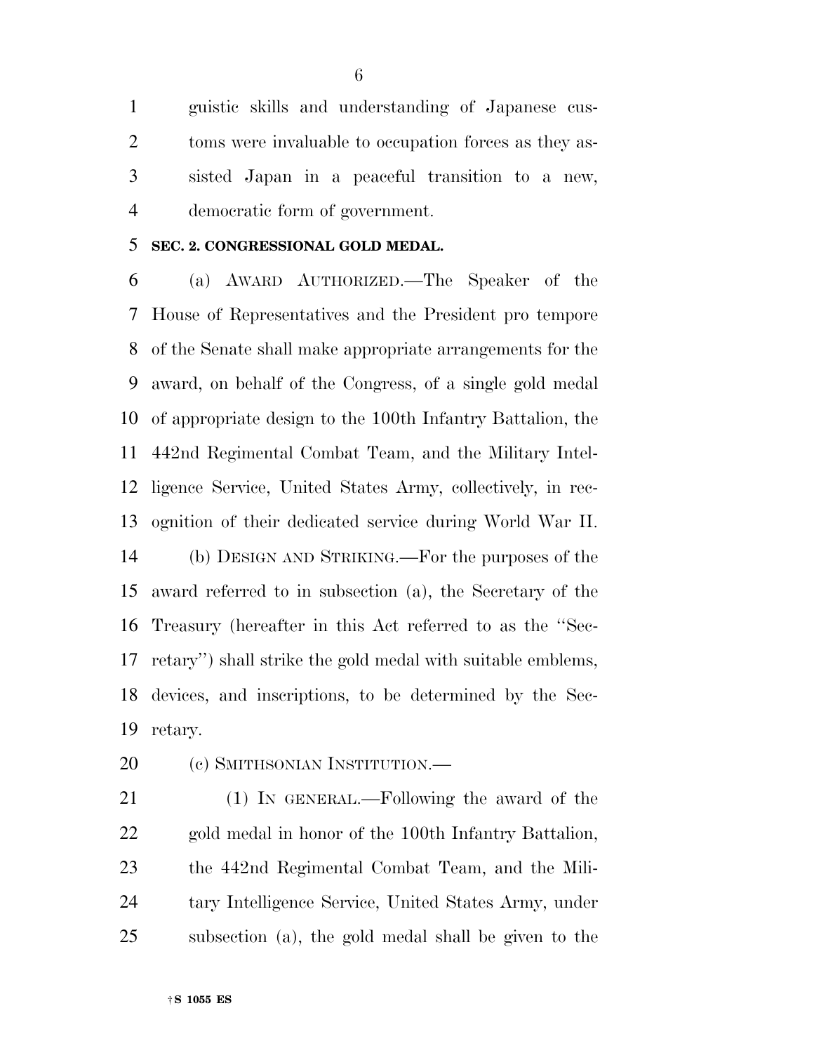guistic skills and understanding of Japanese customs were invaluable to occupation forces as they assisted Japan in a peaceful transition to a new, democratic form of government.

**SEC. 2. CONGRESSIONAL GOLD MEDAL.**

(a) AWARD AUTHORIZED.—The Speaker of the House of Representatives and the President pro tempore of the Senate shall make appropriate arrangements for the award, on behalf of the Congress, of a single gold medal of appropriate design to the 100th Infantry Battalion, the 442nd Regimental Combat Team, and the Military Intelligence Service, United States Army, collectively, in recognition of their dedicated service during World War II.

(b) DESIGN AND STRIKING.—For the purposes of the award referred to in subsection (a), the Secretary of the Treasury (hereafter in this Act referred to as the ''Secretary'') shall strike the gold medal with suitable emblems, devices, and inscriptions, to be determined by the Secretary.

(c) SMITHSONIAN INSTITUTION.—

(1) IN GENERAL.—Following the award of the gold medal in honor of the 100th Infantry Battalion, the 442nd Regimental Combat Team, and the Military Intelligence Service, United States Army, under subsection (a), the gold medal shall be given to the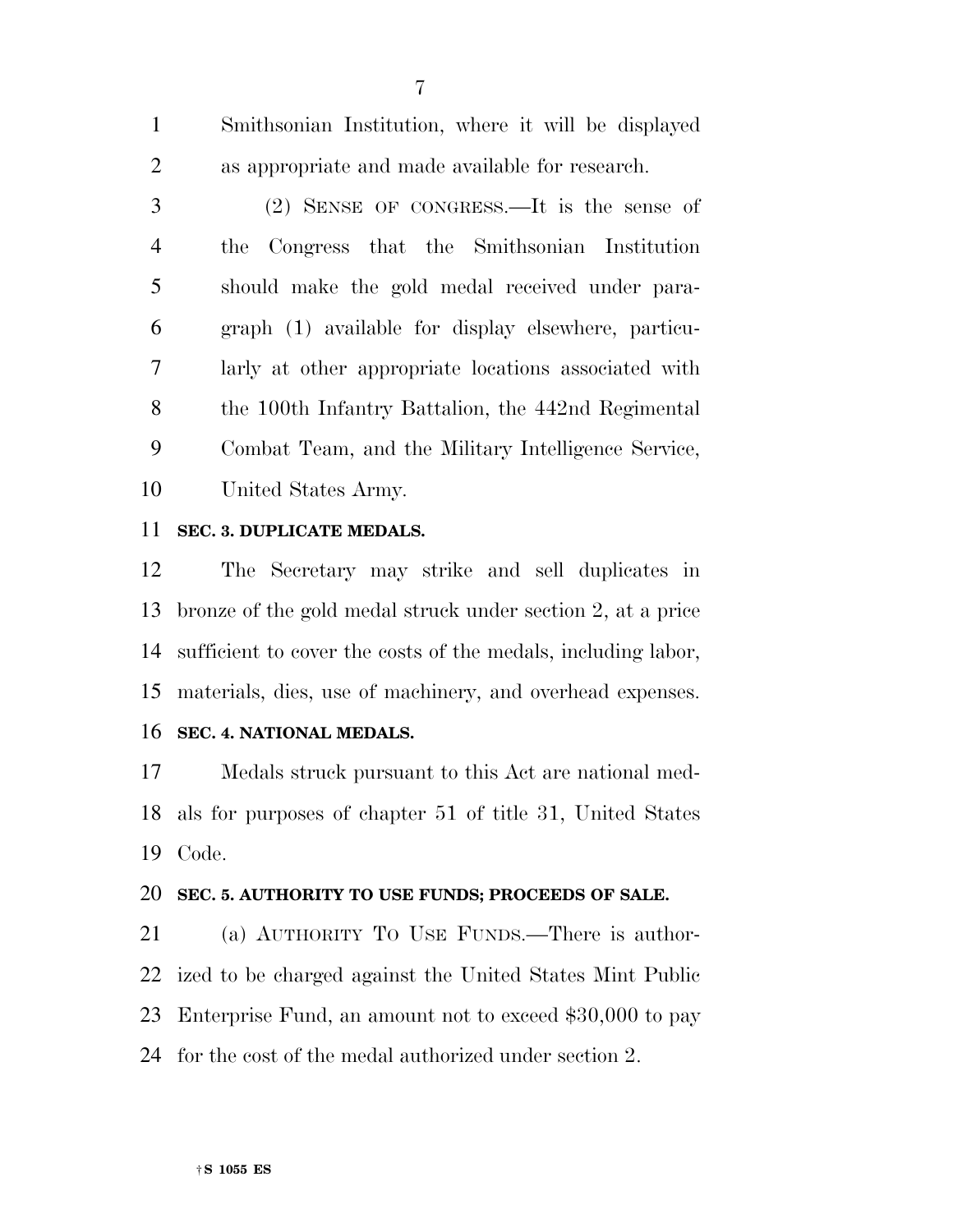Smithsonian Institution, where it will be displayed as appropriate and made available for research.

(2) SENSE OF CONGRESS.—It is the sense of the Congress that the Smithsonian Institution should make the gold medal received under paragraph (1) available for display elsewhere, particularly at other appropriate locations associated with the 100th Infantry Battalion, the 442nd Regimental Combat Team, and the Military Intelligence Service, United States Army.

**SEC. 3. DUPLICATE MEDALS.**

The Secretary may strike and sell duplicates in bronze of the gold medal struck under section 2, at a price sufficient to cover the costs of the medals, including labor, materials, dies, use of machinery, and overhead expenses.

**SEC. 4. NATIONAL MEDALS.**

Medals struck pursuant to this Act are national medals for purposes of chapter 51 of title 31, United States Code.

**SEC. 5. AUTHORITY TO USE FUNDS; PROCEEDS OF SALE.**

(a) AUTHORITY TO USE FUNDS.—There is authorized to be charged against the United States Mint Public Enterprise Fund, an amount not to exceed $30,000 to pay for the cost of the medal authorized under section 2.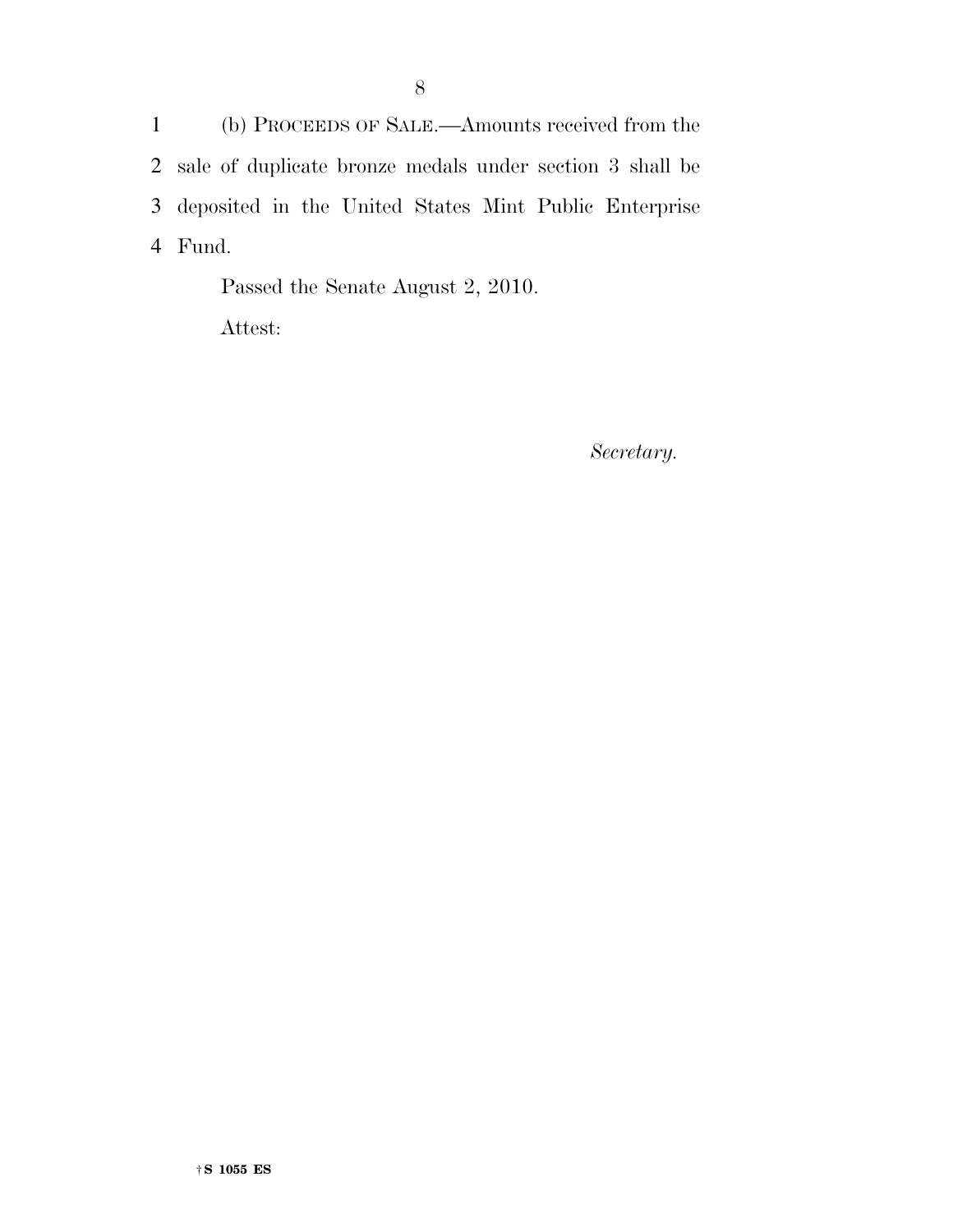(b) PROCEEDS OF SALE.—Amounts received from the sale of duplicate bronze medals under section 3 shall be deposited in the United States Mint Public Enterprise Fund.

Passed the Senate August 2, 2010.

Attest:

*Secretary.*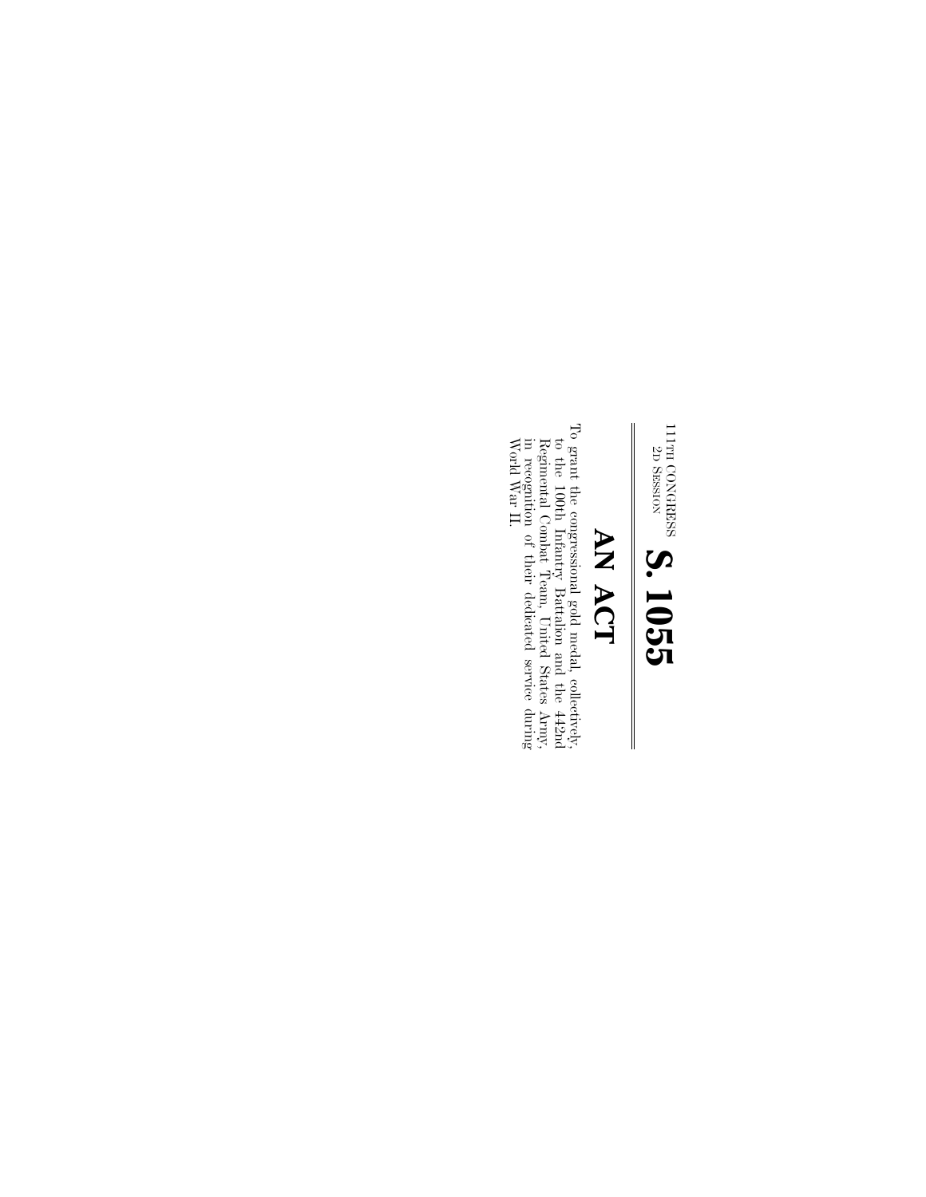111TH CONGRESS
2D SESSION

# S. 1055

---

# AN ACT

To grant the congressional gold medal, collectively, to the 100th Infantry Battalion and the 442nd Regimental Combat Team, United States Army, in recognition of their dedicated service during World War II.